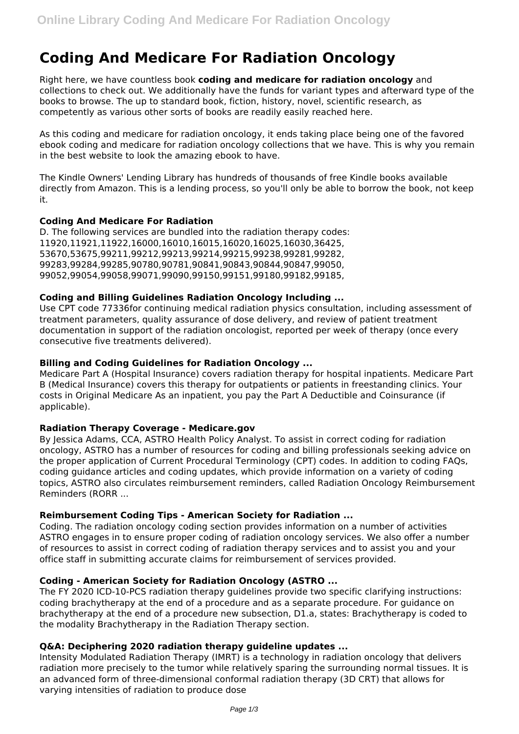# Coding And Medicare For Radiation Oncology

Right here, we have countless book **coding and medicare for radiation oncology** and collections to check out. We additionally have the funds for variant types and afterward type of the books to browse. The up to standard book, fiction, history, novel, scientific research, as competently as various other sorts of books are readily easily reached here.

As this coding and medicare for radiation oncology, it ends taking place being one of the favored ebook coding and medicare for radiation oncology collections that we have. This is why you remain in the best website to look the amazing ebook to have.

The Kindle Owners' Lending Library has hundreds of thousands of free Kindle books available directly from Amazon. This is a lending process, so you'll only be able to borrow the book, not keep it.

### Coding And Medicare For Radiation

D. The following services are bundled into the radiation therapy codes: 11920,11921,11922,16000,16010,16015,16020,16025,16030,36425, 53670,53675,99211,99212,99213,99214,99215,99238,99281,99282, 99283,99284,99285,90780,90781,90841,90843,90844,90847,99050, 99052,99054,99058,99071,99090,99150,99151,99180,99182,99185,

### Coding and Billing Guidelines Radiation Oncology Including ...

Use CPT code 77336for continuing medical radiation physics consultation, including assessment of treatment parameters, quality assurance of dose delivery, and review of patient treatment documentation in support of the radiation oncologist, reported per week of therapy (once every consecutive five treatments delivered).

### Billing and Coding Guidelines for Radiation Oncology ...

Medicare Part A (Hospital Insurance) covers radiation therapy for hospital inpatients. Medicare Part B (Medical Insurance) covers this therapy for outpatients or patients in freestanding clinics. Your costs in Original Medicare As an inpatient, you pay the Part A Deductible and Coinsurance (if applicable).

### Radiation Therapy Coverage - Medicare.gov

By Jessica Adams, CCA, ASTRO Health Policy Analyst. To assist in correct coding for radiation oncology, ASTRO has a number of resources for coding and billing professionals seeking advice on the proper application of Current Procedural Terminology (CPT) codes. In addition to coding FAQs, coding guidance articles and coding updates, which provide information on a variety of coding topics, ASTRO also circulates reimbursement reminders, called Radiation Oncology Reimbursement Reminders (RORR ...

### Reimbursement Coding Tips - American Society for Radiation ...

Coding. The radiation oncology coding section provides information on a number of activities ASTRO engages in to ensure proper coding of radiation oncology services. We also offer a number of resources to assist in correct coding of radiation therapy services and to assist you and your office staff in submitting accurate claims for reimbursement of services provided.

### Coding - American Society for Radiation Oncology (ASTRO ...

The FY 2020 ICD-10-PCS radiation therapy guidelines provide two specific clarifying instructions: coding brachytherapy at the end of a procedure and as a separate procedure. For guidance on brachytherapy at the end of a procedure new subsection, D1.a, states: Brachytherapy is coded to the modality Brachytherapy in the Radiation Therapy section.

### Q&A: Deciphering 2020 radiation therapy guideline updates ...

Intensity Modulated Radiation Therapy (IMRT) is a technology in radiation oncology that delivers radiation more precisely to the tumor while relatively sparing the surrounding normal tissues. It is an advanced form of three-dimensional conformal radiation therapy (3D CRT) that allows for varying intensities of radiation to produce dose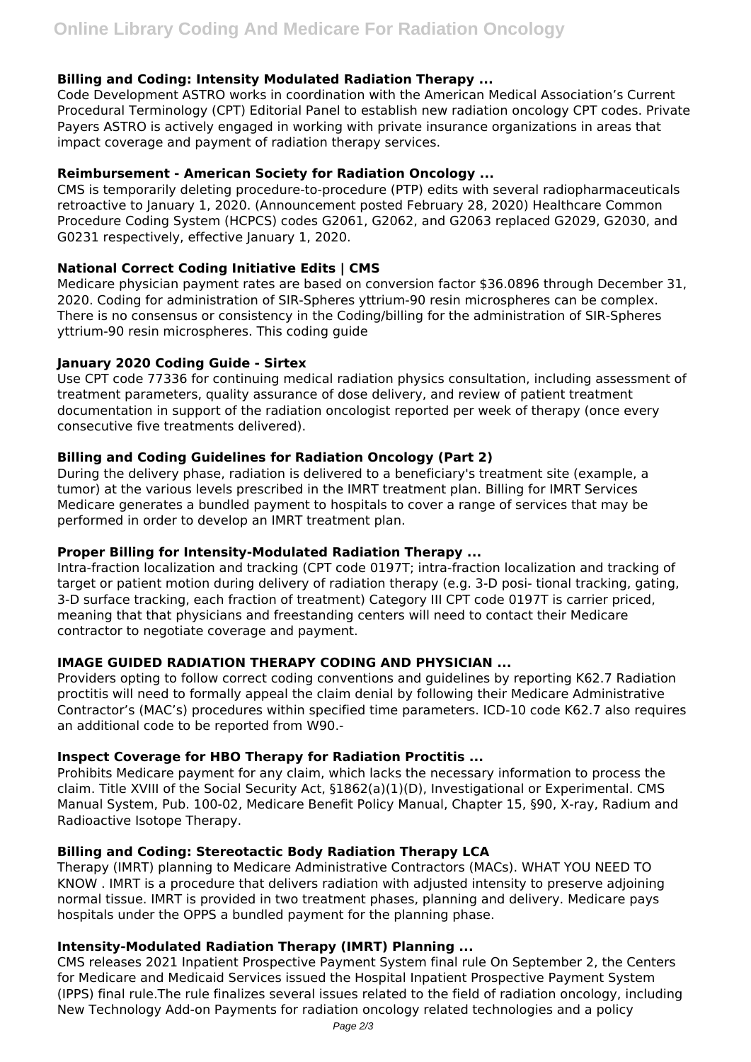### Billing and Coding: Intensity Modulated Radiation Therapy ...

Code Development ASTRO works in coordination with the American Medical Association's Current Procedural Terminology (CPT) Editorial Panel to establish new radiation oncology CPT codes. Private Payers ASTRO is actively engaged in working with private insurance organizations in areas that impact coverage and payment of radiation therapy services.

### Reimbursement - American Society for Radiation Oncology ...

CMS is temporarily deleting procedure-to-procedure (PTP) edits with several radiopharmaceuticals retroactive to January 1, 2020. (Announcement posted February 28, 2020) Healthcare Common Procedure Coding System (HCPCS) codes G2061, G2062, and G2063 replaced G2029, G2030, and G0231 respectively, effective January 1, 2020.

### National Correct Coding Initiative Edits | CMS

Medicare physician payment rates are based on conversion factor $36.0896 through December 31, 2020. Coding for administration of SIR-Spheres yttrium-90 resin microspheres can be complex. There is no consensus or consistency in the Coding/billing for the administration of SIR-Spheres yttrium-90 resin microspheres. This coding guide

### January 2020 Coding Guide - Sirtex

Use CPT code 77336 for continuing medical radiation physics consultation, including assessment of treatment parameters, quality assurance of dose delivery, and review of patient treatment documentation in support of the radiation oncologist reported per week of therapy (once every consecutive five treatments delivered).

### Billing and Coding Guidelines for Radiation Oncology (Part 2)

During the delivery phase, radiation is delivered to a beneficiary's treatment site (example, a tumor) at the various levels prescribed in the IMRT treatment plan. Billing for IMRT Services Medicare generates a bundled payment to hospitals to cover a range of services that may be performed in order to develop an IMRT treatment plan.

### Proper Billing for Intensity-Modulated Radiation Therapy ...

Intra-fraction localization and tracking (CPT code 0197T; intra-fraction localization and tracking of target or patient motion during delivery of radiation therapy (e.g. 3-D posi- tional tracking, gating, 3-D surface tracking, each fraction of treatment) Category III CPT code 0197T is carrier priced, meaning that that physicians and freestanding centers will need to contact their Medicare contractor to negotiate coverage and payment.

### IMAGE GUIDED RADIATION THERAPY CODING AND PHYSICIAN ...

Providers opting to follow correct coding conventions and guidelines by reporting K62.7 Radiation proctitis will need to formally appeal the claim denial by following their Medicare Administrative Contractor's (MAC's) procedures within specified time parameters. ICD-10 code K62.7 also requires an additional code to be reported from W90.-

### Inspect Coverage for HBO Therapy for Radiation Proctitis ...

Prohibits Medicare payment for any claim, which lacks the necessary information to process the claim. Title XVIII of the Social Security Act, §1862(a)(1)(D), Investigational or Experimental. CMS Manual System, Pub. 100-02, Medicare Benefit Policy Manual, Chapter 15, §90, X-ray, Radium and Radioactive Isotope Therapy.

### Billing and Coding: Stereotactic Body Radiation Therapy LCA

Therapy (IMRT) planning to Medicare Administrative Contractors (MACs). WHAT YOU NEED TO KNOW . IMRT is a procedure that delivers radiation with adjusted intensity to preserve adjoining normal tissue. IMRT is provided in two treatment phases, planning and delivery. Medicare pays hospitals under the OPPS a bundled payment for the planning phase.

### Intensity-Modulated Radiation Therapy (IMRT) Planning ...

CMS releases 2021 Inpatient Prospective Payment System final rule On September 2, the Centers for Medicare and Medicaid Services issued the Hospital Inpatient Prospective Payment System (IPPS) final rule.The rule finalizes several issues related to the field of radiation oncology, including New Technology Add-on Payments for radiation oncology related technologies and a policy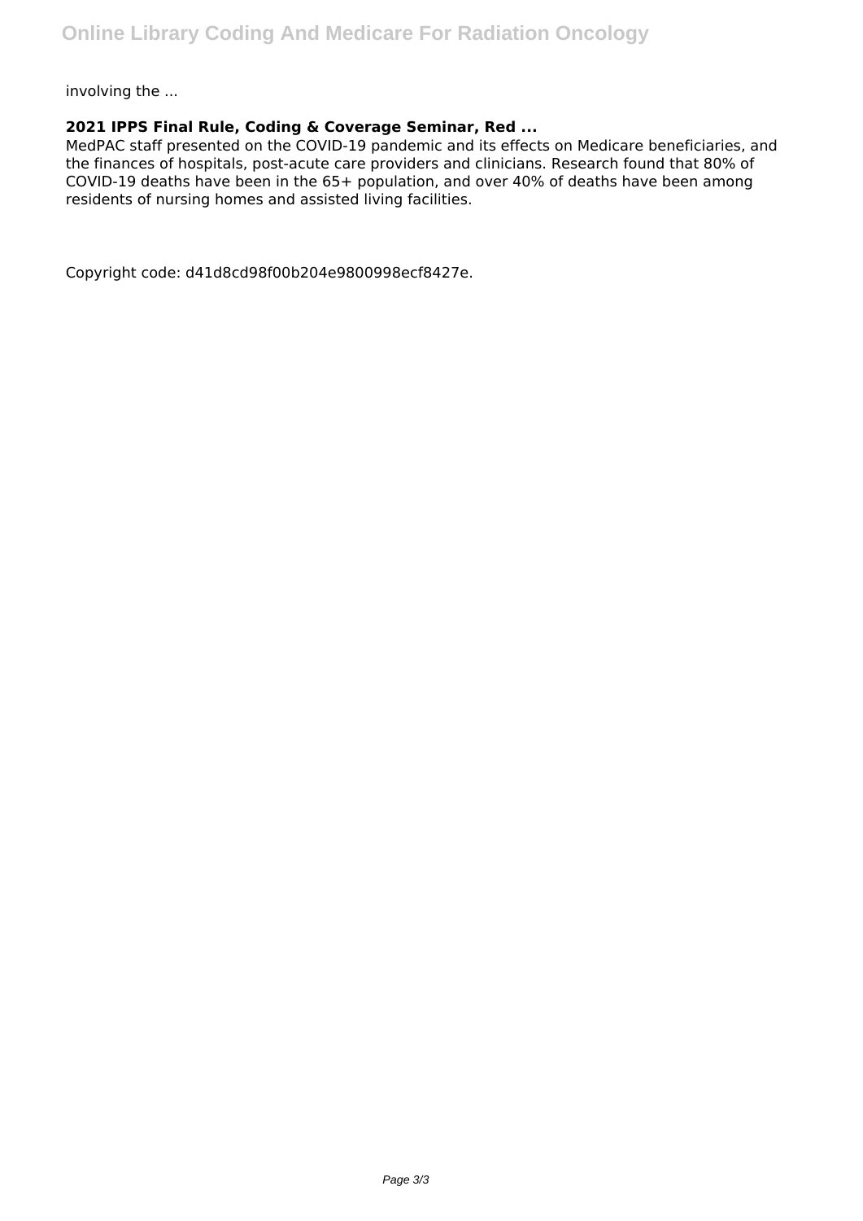involving the ...

**2021 IPPS Final Rule, Coding & Coverage Seminar, Red ...**

MedPAC staff presented on the COVID-19 pandemic and its effects on Medicare beneficiaries, and the finances of hospitals, post-acute care providers and clinicians. Research found that 80% of COVID-19 deaths have been in the 65+ population, and over 40% of deaths have been among residents of nursing homes and assisted living facilities.

Copyright code: d41d8cd98f00b204e9800998ecf8427e.